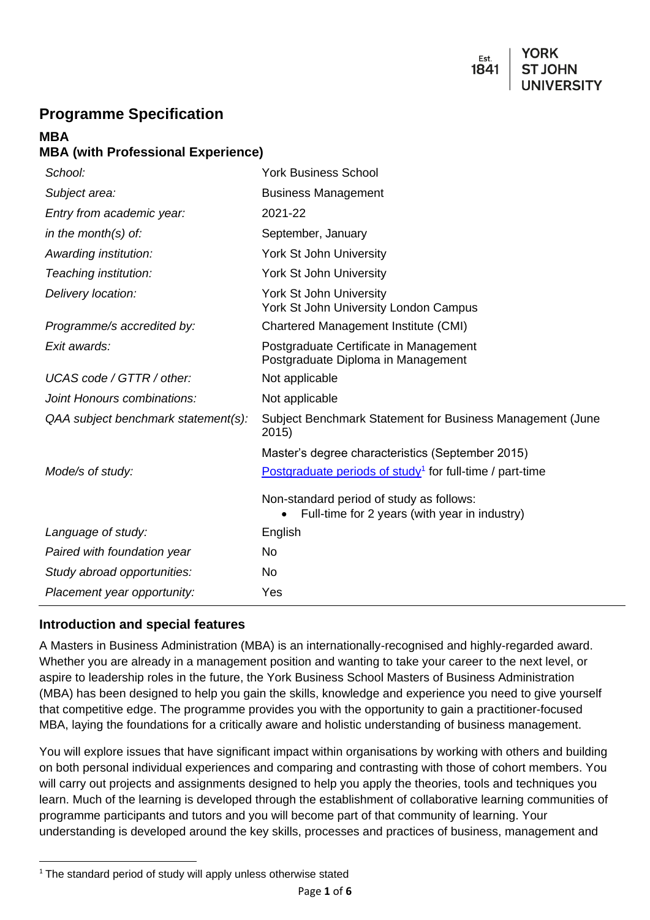# Programme Specification

## MBA
## MBA (with Professional Experience)

| | |
|---|---|
| *School:* | York Business School |
| *Subject area:* | Business Management |
| *Entry from academic year:* | 2021-22 |
| *in the month(s) of:* | September, January |
| *Awarding institution:* | York St John University |
| *Teaching institution:* | York St John University |
| *Delivery location:* | York St John University<br>York St John University London Campus |
| *Programme/s accredited by:* | Chartered Management Institute (CMI) |
| *Exit awards:* | Postgraduate Certificate in Management<br>Postgraduate Diploma in Management |
| *UCAS code / GTTR / other:* | Not applicable |
| *Joint Honours combinations:* | Not applicable |
| *QAA subject benchmark statement(s):* | Subject Benchmark Statement for Business Management (June 2015)<br>Master's degree characteristics (September 2015) |
| *Mode/s of study:* | Postgraduate periods of study[1] for full-time / part-time<br>Non-standard period of study as follows:<br>• Full-time for 2 years (with year in industry) |
| *Language of study:* | English |
| *Paired with foundation year* | No |
| *Study abroad opportunities:* | No |
| *Placement year opportunity:* | Yes |

## Introduction and special features

A Masters in Business Administration (MBA) is an internationally-recognised and highly-regarded award. Whether you are already in a management position and wanting to take your career to the next level, or aspire to leadership roles in the future, the York Business School Masters of Business Administration (MBA) has been designed to help you gain the skills, knowledge and experience you need to give yourself that competitive edge. The programme provides you with the opportunity to gain a practitioner-focused MBA, laying the foundations for a critically aware and holistic understanding of business management.

You will explore issues that have significant impact within organisations by working with others and building on both personal individual experiences and comparing and contrasting with those of cohort members. You will carry out projects and assignments designed to help you apply the theories, tools and techniques you learn. Much of the learning is developed through the establishment of collaborative learning communities of programme participants and tutors and you will become part of that community of learning. Your understanding is developed around the key skills, processes and practices of business, management and

[1] The standard period of study will apply unless otherwise stated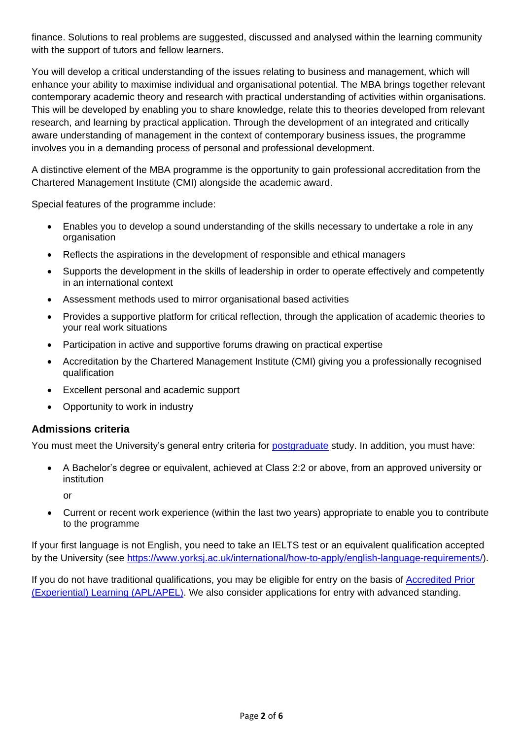finance. Solutions to real problems are suggested, discussed and analysed within the learning community with the support of tutors and fellow learners.

You will develop a critical understanding of the issues relating to business and management, which will enhance your ability to maximise individual and organisational potential. The MBA brings together relevant contemporary academic theory and research with practical understanding of activities within organisations. This will be developed by enabling you to share knowledge, relate this to theories developed from relevant research, and learning by practical application. Through the development of an integrated and critically aware understanding of management in the context of contemporary business issues, the programme involves you in a demanding process of personal and professional development.

A distinctive element of the MBA programme is the opportunity to gain professional accreditation from the Chartered Management Institute (CMI) alongside the academic award.

Special features of the programme include:

- Enables you to develop a sound understanding of the skills necessary to undertake a role in any organisation
- Reflects the aspirations in the development of responsible and ethical managers
- Supports the development in the skills of leadership in order to operate effectively and competently in an international context
- Assessment methods used to mirror organisational based activities
- Provides a supportive platform for critical reflection, through the application of academic theories to your real work situations
- Participation in active and supportive forums drawing on practical expertise
- Accreditation by the Chartered Management Institute (CMI) giving you a professionally recognised qualification
- Excellent personal and academic support
- Opportunity to work in industry

## Admissions criteria

You must meet the University's general entry criteria for [postgraduate](#) study. In addition, you must have:

- A Bachelor's degree or equivalent, achieved at Class 2:2 or above, from an approved university or institution

  or

- Current or recent work experience (within the last two years) appropriate to enable you to contribute to the programme

If your first language is not English, you need to take an IELTS test or an equivalent qualification accepted by the University (see [https://www.yorksj.ac.uk/international/how-to-apply/english-language-requirements/](https://www.yorksj.ac.uk/international/how-to-apply/english-language-requirements/)).

If you do not have traditional qualifications, you may be eligible for entry on the basis of [Accredited Prior (Experiential) Learning (APL/APEL)](#). We also consider applications for entry with advanced standing.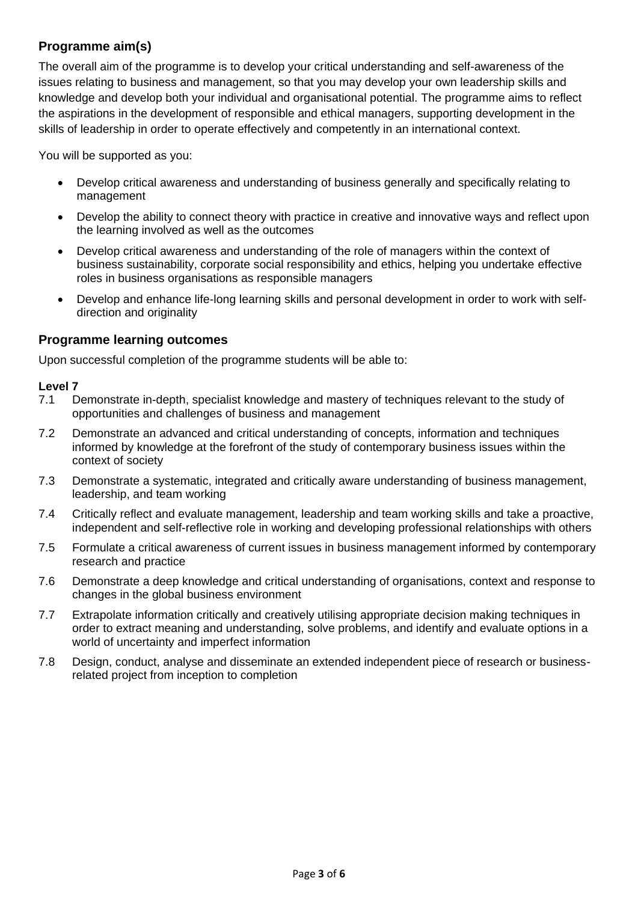## Programme aim(s)

The overall aim of the programme is to develop your critical understanding and self-awareness of the issues relating to business and management, so that you may develop your own leadership skills and knowledge and develop both your individual and organisational potential. The programme aims to reflect the aspirations in the development of responsible and ethical managers, supporting development in the skills of leadership in order to operate effectively and competently in an international context.

You will be supported as you:

- Develop critical awareness and understanding of business generally and specifically relating to management
- Develop the ability to connect theory with practice in creative and innovative ways and reflect upon the learning involved as well as the outcomes
- Develop critical awareness and understanding of the role of managers within the context of business sustainability, corporate social responsibility and ethics, helping you undertake effective roles in business organisations as responsible managers
- Develop and enhance life-long learning skills and personal development in order to work with self-direction and originality

## Programme learning outcomes

Upon successful completion of the programme students will be able to:

**Level 7**

7.1 Demonstrate in-depth, specialist knowledge and mastery of techniques relevant to the study of opportunities and challenges of business and management

7.2 Demonstrate an advanced and critical understanding of concepts, information and techniques informed by knowledge at the forefront of the study of contemporary business issues within the context of society

7.3 Demonstrate a systematic, integrated and critically aware understanding of business management, leadership, and team working

7.4 Critically reflect and evaluate management, leadership and team working skills and take a proactive, independent and self-reflective role in working and developing professional relationships with others

7.5 Formulate a critical awareness of current issues in business management informed by contemporary research and practice

7.6 Demonstrate a deep knowledge and critical understanding of organisations, context and response to changes in the global business environment

7.7 Extrapolate information critically and creatively utilising appropriate decision making techniques in order to extract meaning and understanding, solve problems, and identify and evaluate options in a world of uncertainty and imperfect information

7.8 Design, conduct, analyse and disseminate an extended independent piece of research or business-related project from inception to completion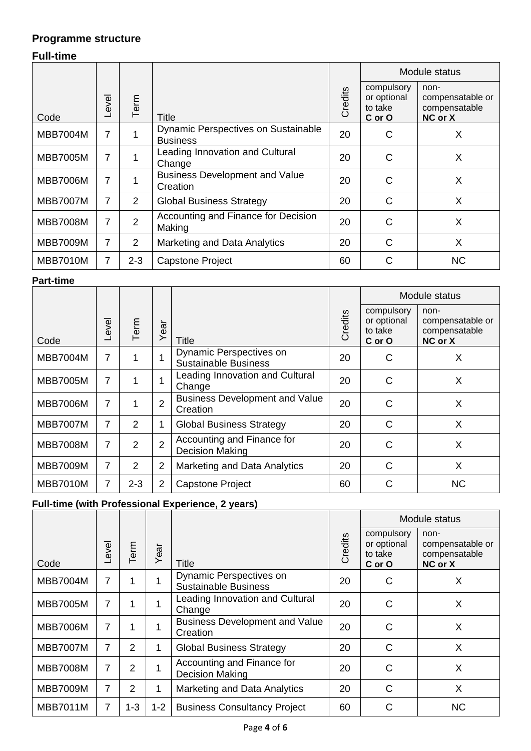## Programme structure

### Full-time

| Code | Level | Term | Title | Credits | Module status | |
|---|---|---|---|---|---|---|
| | | | | | compulsory or optional to take **C or O** | non-compensatable or compensatable **NC or X** |
| MBB7004M | 7 | 1 | Dynamic Perspectives on Sustainable Business | 20 | C | X |
| MBB7005M | 7 | 1 | Leading Innovation and Cultural Change | 20 | C | X |
| MBB7006M | 7 | 1 | Business Development and Value Creation | 20 | C | X |
| MBB7007M | 7 | 2 | Global Business Strategy | 20 | C | X |
| MBB7008M | 7 | 2 | Accounting and Finance for Decision Making | 20 | C | X |
| MBB7009M | 7 | 2 | Marketing and Data Analytics | 20 | C | X |
| MBB7010M | 7 | 2-3 | Capstone Project | 60 | C | NC |

### Part-time

| Code | Level | Term | Year | Title | Credits | Module status | |
|---|---|---|---|---|---|---|---|
| | | | | | | compulsory or optional to take **C or O** | non-compensatable or compensatable **NC or X** |
| MBB7004M | 7 | 1 | 1 | Dynamic Perspectives on Sustainable Business | 20 | C | X |
| MBB7005M | 7 | 1 | 1 | Leading Innovation and Cultural Change | 20 | C | X |
| MBB7006M | 7 | 1 | 2 | Business Development and Value Creation | 20 | C | X |
| MBB7007M | 7 | 2 | 1 | Global Business Strategy | 20 | C | X |
| MBB7008M | 7 | 2 | 2 | Accounting and Finance for Decision Making | 20 | C | X |
| MBB7009M | 7 | 2 | 2 | Marketing and Data Analytics | 20 | C | X |
| MBB7010M | 7 | 2-3 | 2 | Capstone Project | 60 | C | NC |

### Full-time (with Professional Experience, 2 years)

| Code | Level | Term | Year | Title | Credits | Module status | |
|---|---|---|---|---|---|---|---|
| | | | | | | compulsory or optional to take **C or O** | non-compensatable or compensatable **NC or X** |
| MBB7004M | 7 | 1 | 1 | Dynamic Perspectives on Sustainable Business | 20 | C | X |
| MBB7005M | 7 | 1 | 1 | Leading Innovation and Cultural Change | 20 | C | X |
| MBB7006M | 7 | 1 | 1 | Business Development and Value Creation | 20 | C | X |
| MBB7007M | 7 | 2 | 1 | Global Business Strategy | 20 | C | X |
| MBB7008M | 7 | 2 | 1 | Accounting and Finance for Decision Making | 20 | C | X |
| MBB7009M | 7 | 2 | 1 | Marketing and Data Analytics | 20 | C | X |
| MBB7011M | 7 | 1-3 | 1-2 | Business Consultancy Project | 60 | C | NC |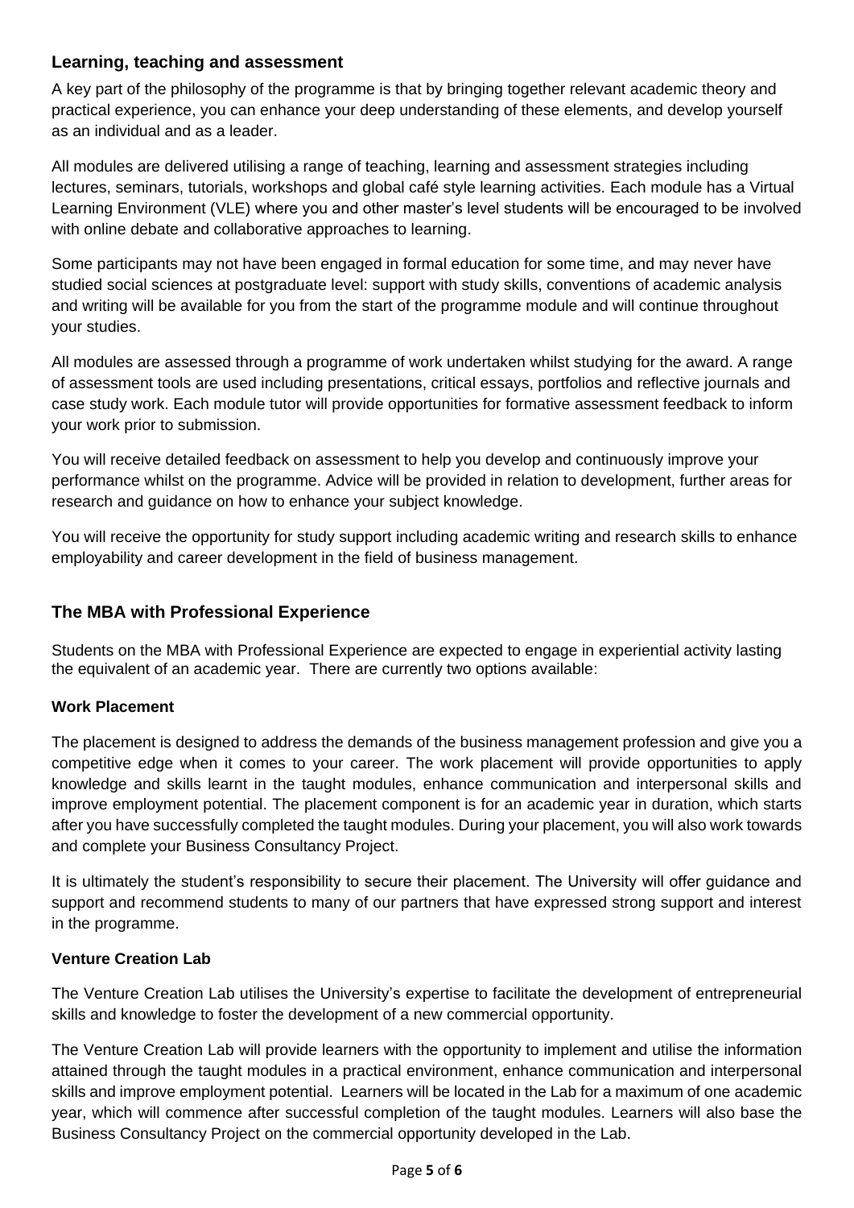## Learning, teaching and assessment

A key part of the philosophy of the programme is that by bringing together relevant academic theory and practical experience, you can enhance your deep understanding of these elements, and develop yourself as an individual and as a leader.

All modules are delivered utilising a range of teaching, learning and assessment strategies including lectures, seminars, tutorials, workshops and global café style learning activities. Each module has a Virtual Learning Environment (VLE) where you and other master's level students will be encouraged to be involved with online debate and collaborative approaches to learning.

Some participants may not have been engaged in formal education for some time, and may never have studied social sciences at postgraduate level: support with study skills, conventions of academic analysis and writing will be available for you from the start of the programme module and will continue throughout your studies.

All modules are assessed through a programme of work undertaken whilst studying for the award. A range of assessment tools are used including presentations, critical essays, portfolios and reflective journals and case study work. Each module tutor will provide opportunities for formative assessment feedback to inform your work prior to submission.

You will receive detailed feedback on assessment to help you develop and continuously improve your performance whilst on the programme. Advice will be provided in relation to development, further areas for research and guidance on how to enhance your subject knowledge.

You will receive the opportunity for study support including academic writing and research skills to enhance employability and career development in the field of business management.

## The MBA with Professional Experience

Students on the MBA with Professional Experience are expected to engage in experiential activity lasting the equivalent of an academic year. There are currently two options available:

### Work Placement

The placement is designed to address the demands of the business management profession and give you a competitive edge when it comes to your career. The work placement will provide opportunities to apply knowledge and skills learnt in the taught modules, enhance communication and interpersonal skills and improve employment potential. The placement component is for an academic year in duration, which starts after you have successfully completed the taught modules. During your placement, you will also work towards and complete your Business Consultancy Project.

It is ultimately the student's responsibility to secure their placement. The University will offer guidance and support and recommend students to many of our partners that have expressed strong support and interest in the programme.

### Venture Creation Lab

The Venture Creation Lab utilises the University's expertise to facilitate the development of entrepreneurial skills and knowledge to foster the development of a new commercial opportunity.

The Venture Creation Lab will provide learners with the opportunity to implement and utilise the information attained through the taught modules in a practical environment, enhance communication and interpersonal skills and improve employment potential. Learners will be located in the Lab for a maximum of one academic year, which will commence after successful completion of the taught modules. Learners will also base the Business Consultancy Project on the commercial opportunity developed in the Lab.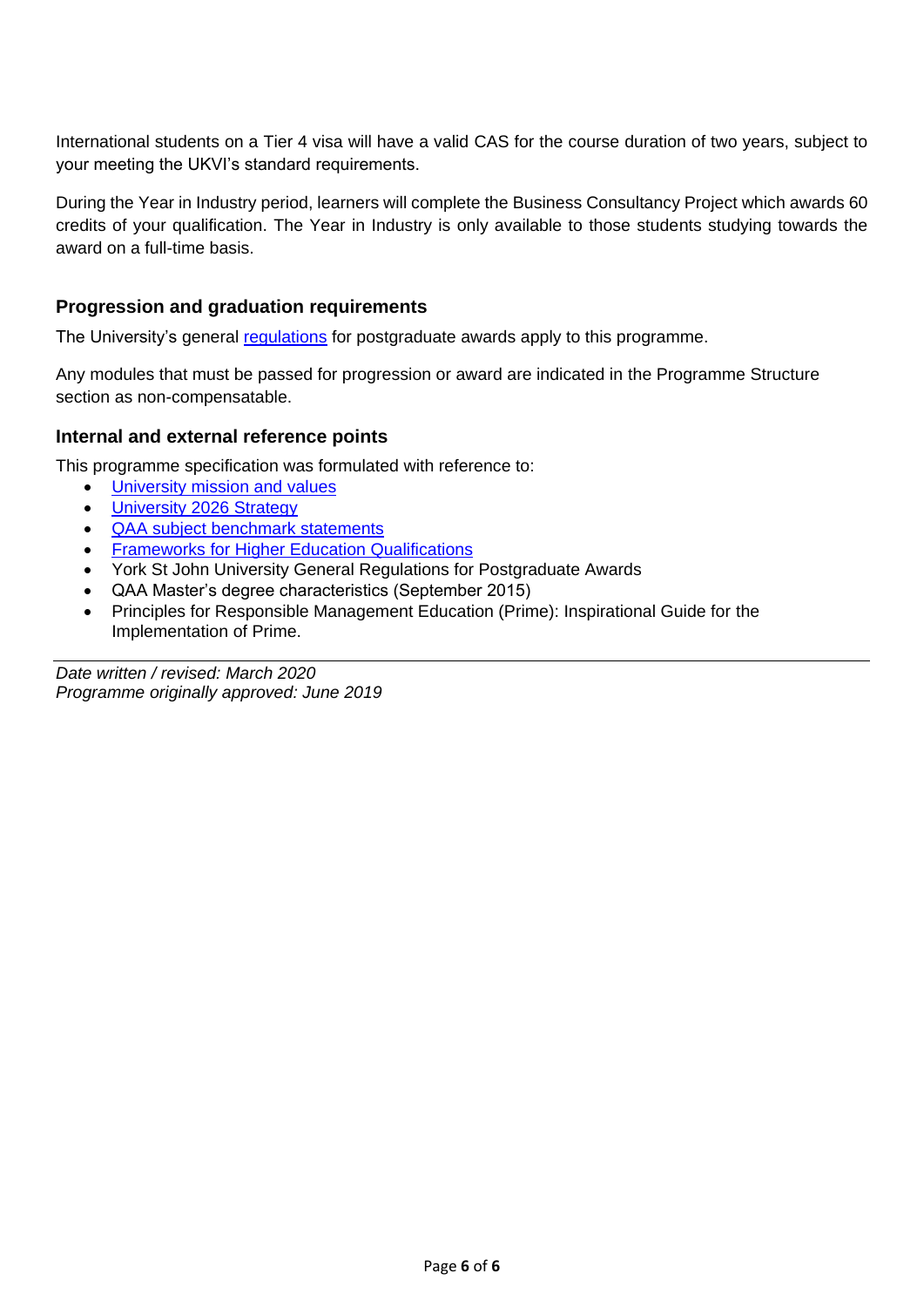International students on a Tier 4 visa will have a valid CAS for the course duration of two years, subject to your meeting the UKVI's standard requirements.

During the Year in Industry period, learners will complete the Business Consultancy Project which awards 60 credits of your qualification. The Year in Industry is only available to those students studying towards the award on a full-time basis.

### Progression and graduation requirements

The University's general regulations for postgraduate awards apply to this programme.

Any modules that must be passed for progression or award are indicated in the Programme Structure section as non-compensatable.

### Internal and external reference points

This programme specification was formulated with reference to:

- University mission and values
- University 2026 Strategy
- QAA subject benchmark statements
- Frameworks for Higher Education Qualifications
- York St John University General Regulations for Postgraduate Awards
- QAA Master's degree characteristics (September 2015)
- Principles for Responsible Management Education (Prime): Inspirational Guide for the Implementation of Prime.

---

*Date written / revised: March 2020*
*Programme originally approved: June 2019*